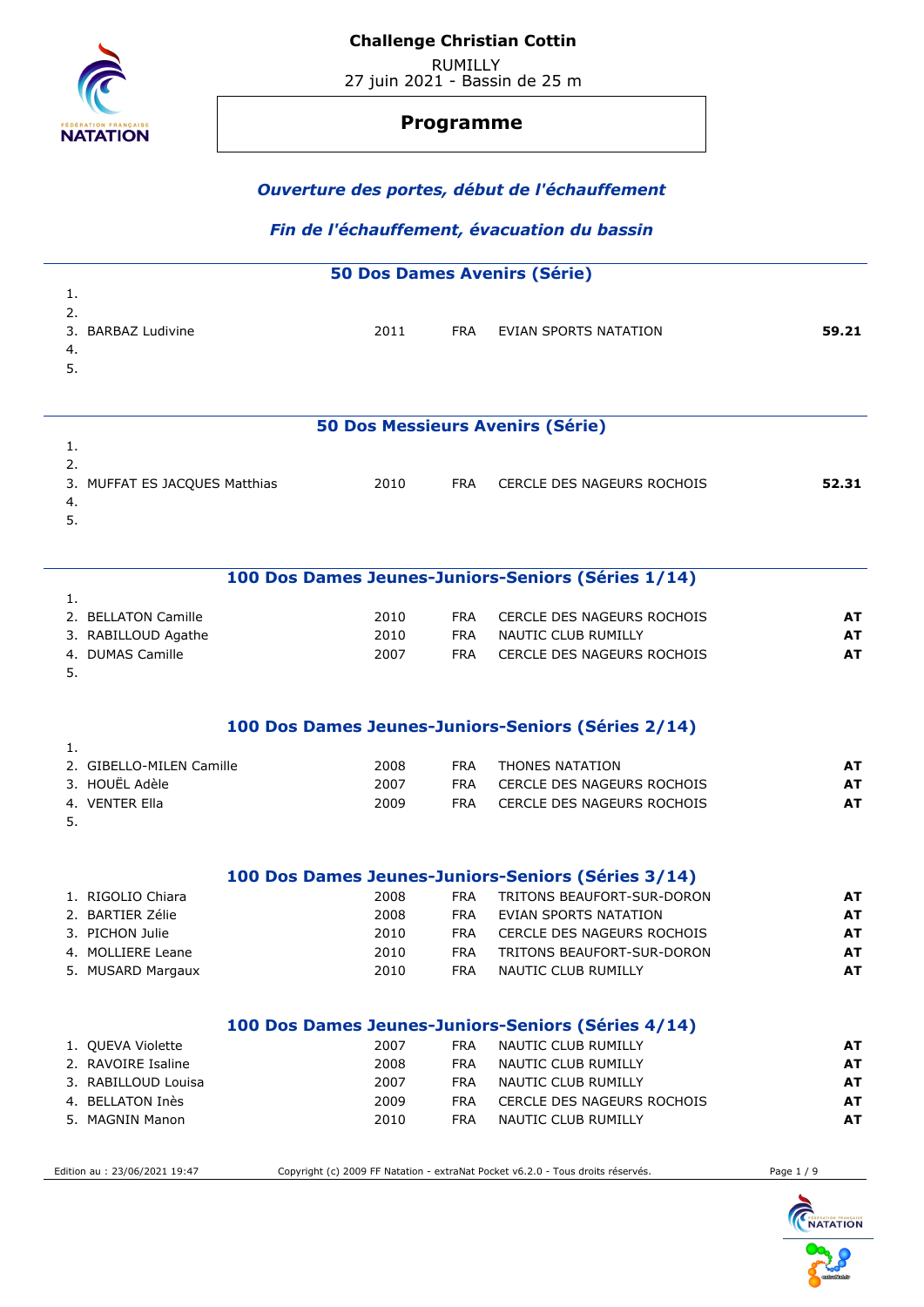# Challenge Christian Cottin

RUMILLY
27 juin 2021 - Bassin de 25 m

## Programme

***Ouverture des portes, début de l'échauffement***

***Fin de l'échauffement, évacuation du bassin***

### 50 Dos Dames Avenirs (Série)

| | Nom | Année | Nat. | Club | Temps |
|---|---|---|---|---|---|
| 1. | | | | | |
| 2. | | | | | |
| 3. | BARBAZ Ludivine | 2011 | FRA | EVIAN SPORTS NATATION | **59.21** |
| 4. | | | | | |
| 5. | | | | | |

### 50 Dos Messieurs Avenirs (Série)

| | Nom | Année | Nat. | Club | Temps |
|---|---|---|---|---|---|
| 1. | | | | | |
| 2. | | | | | |
| 3. | MUFFAT ES JACQUES Matthias | 2010 | FRA | CERCLE DES NAGEURS ROCHOIS | **52.31** |
| 4. | | | | | |
| 5. | | | | | |

### 100 Dos Dames Jeunes-Juniors-Seniors (Séries 1/14)

| | Nom | Année | Nat. | Club | Temps |
|---|---|---|---|---|---|
| 1. | | | | | |
| 2. | BELLATON Camille | 2010 | FRA | CERCLE DES NAGEURS ROCHOIS | **AT** |
| 3. | RABILLOUD Agathe | 2010 | FRA | NAUTIC CLUB RUMILLY | **AT** |
| 4. | DUMAS Camille | 2007 | FRA | CERCLE DES NAGEURS ROCHOIS | **AT** |
| 5. | | | | | |

### 100 Dos Dames Jeunes-Juniors-Seniors (Séries 2/14)

| | Nom | Année | Nat. | Club | Temps |
|---|---|---|---|---|---|
| 1. | | | | | |
| 2. | GIBELLO-MILEN Camille | 2008 | FRA | THONES NATATION | **AT** |
| 3. | HOUËL Adèle | 2007 | FRA | CERCLE DES NAGEURS ROCHOIS | **AT** |
| 4. | VENTER Ella | 2009 | FRA | CERCLE DES NAGEURS ROCHOIS | **AT** |
| 5. | | | | | |

### 100 Dos Dames Jeunes-Juniors-Seniors (Séries 3/14)

| | Nom | Année | Nat. | Club | Temps |
|---|---|---|---|---|---|
| 1. | RIGOLIO Chiara | 2008 | FRA | TRITONS BEAUFORT-SUR-DORON | **AT** |
| 2. | BARTIER Zélie | 2008 | FRA | EVIAN SPORTS NATATION | **AT** |
| 3. | PICHON Julie | 2010 | FRA | CERCLE DES NAGEURS ROCHOIS | **AT** |
| 4. | MOLLIERE Leane | 2010 | FRA | TRITONS BEAUFORT-SUR-DORON | **AT** |
| 5. | MUSARD Margaux | 2010 | FRA | NAUTIC CLUB RUMILLY | **AT** |

### 100 Dos Dames Jeunes-Juniors-Seniors (Séries 4/14)

| | Nom | Année | Nat. | Club | Temps |
|---|---|---|---|---|---|
| 1. | QUEVA Violette | 2007 | FRA | NAUTIC CLUB RUMILLY | **AT** |
| 2. | RAVOIRE Isaline | 2008 | FRA | NAUTIC CLUB RUMILLY | **AT** |
| 3. | RABILLOUD Louisa | 2007 | FRA | NAUTIC CLUB RUMILLY | **AT** |
| 4. | BELLATON Inès | 2009 | FRA | CERCLE DES NAGEURS ROCHOIS | **AT** |
| 5. | MAGNIN Manon | 2010 | FRA | NAUTIC CLUB RUMILLY | **AT** |

Edition au : 23/06/2021 19:47 — Copyright (c) 2009 FF Natation - extraNat Pocket v6.2.0 - Tous droits réservés.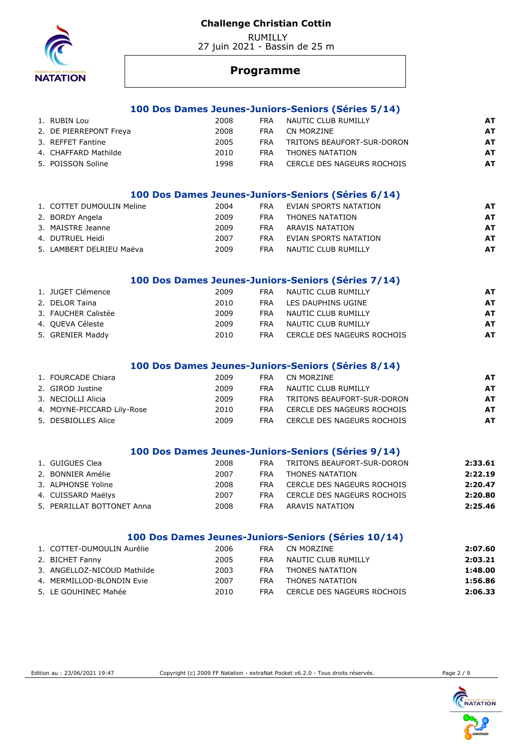# Challenge Christian Cottin

RUMILLY
27 juin 2021 - Bassin de 25 m

## Programme

### 100 Dos Dames Jeunes-Juniors-Seniors (Séries 5/14)

| | | | | | |
|---|---|---|---|---|---|
| 1. | RUBIN Lou | 2008 | FRA | NAUTIC CLUB RUMILLY | **AT** |
| 2. | DE PIERREPONT Freya | 2008 | FRA | CN MORZINE | **AT** |
| 3. | REFFET Fantine | 2005 | FRA | TRITONS BEAUFORT-SUR-DORON | **AT** |
| 4. | CHAFFARD Mathilde | 2010 | FRA | THONES NATATION | **AT** |
| 5. | POISSON Soline | 1998 | FRA | CERCLE DES NAGEURS ROCHOIS | **AT** |

### 100 Dos Dames Jeunes-Juniors-Seniors (Séries 6/14)

| | | | | | |
|---|---|---|---|---|---|
| 1. | COTTET DUMOULIN Meline | 2004 | FRA | EVIAN SPORTS NATATION | **AT** |
| 2. | BORDY Angela | 2009 | FRA | THONES NATATION | **AT** |
| 3. | MAISTRE Jeanne | 2009 | FRA | ARAVIS NATATION | **AT** |
| 4. | DUTRUEL Heidi | 2007 | FRA | EVIAN SPORTS NATATION | **AT** |
| 5. | LAMBERT DELRIEU Maëva | 2009 | FRA | NAUTIC CLUB RUMILLY | **AT** |

### 100 Dos Dames Jeunes-Juniors-Seniors (Séries 7/14)

| | | | | | |
|---|---|---|---|---|---|
| 1. | JUGET Clémence | 2009 | FRA | NAUTIC CLUB RUMILLY | **AT** |
| 2. | DELOR Taina | 2010 | FRA | LES DAUPHINS UGINE | **AT** |
| 3. | FAUCHER Calistée | 2009 | FRA | NAUTIC CLUB RUMILLY | **AT** |
| 4. | QUEVA Céleste | 2009 | FRA | NAUTIC CLUB RUMILLY | **AT** |
| 5. | GRENIER Maddy | 2010 | FRA | CERCLE DES NAGEURS ROCHOIS | **AT** |

### 100 Dos Dames Jeunes-Juniors-Seniors (Séries 8/14)

| | | | | | |
|---|---|---|---|---|---|
| 1. | FOURCADE Chiara | 2009 | FRA | CN MORZINE | **AT** |
| 2. | GIROD Justine | 2009 | FRA | NAUTIC CLUB RUMILLY | **AT** |
| 3. | NECIOLLI Alicia | 2009 | FRA | TRITONS BEAUFORT-SUR-DORON | **AT** |
| 4. | MOYNE-PICCARD Lily-Rose | 2010 | FRA | CERCLE DES NAGEURS ROCHOIS | **AT** |
| 5. | DESBIOLLES Alice | 2009 | FRA | CERCLE DES NAGEURS ROCHOIS | **AT** |

### 100 Dos Dames Jeunes-Juniors-Seniors (Séries 9/14)

| | | | | | |
|---|---|---|---|---|---|
| 1. | GUIGUES Clea | 2008 | FRA | TRITONS BEAUFORT-SUR-DORON | **2:33.61** |
| 2. | BONNIER Amélie | 2007 | FRA | THONES NATATION | **2:22.19** |
| 3. | ALPHONSE Yoline | 2008 | FRA | CERCLE DES NAGEURS ROCHOIS | **2:20.47** |
| 4. | CUISSARD Maëlys | 2007 | FRA | CERCLE DES NAGEURS ROCHOIS | **2:20.80** |
| 5. | PERRILLAT BOTTONET Anna | 2008 | FRA | ARAVIS NATATION | **2:25.46** |

### 100 Dos Dames Jeunes-Juniors-Seniors (Séries 10/14)

| | | | | | |
|---|---|---|---|---|---|
| 1. | COTTET-DUMOULIN Aurélie | 2006 | FRA | CN MORZINE | **2:07.60** |
| 2. | BICHET Fanny | 2005 | FRA | NAUTIC CLUB RUMILLY | **2:03.21** |
| 3. | ANGELLOZ-NICOUD Mathilde | 2003 | FRA | THONES NATATION | **1:48.00** |
| 4. | MERMILLOD-BLONDIN Evie | 2007 | FRA | THONES NATATION | **1:56.86** |
| 5. | LE GOUHINEC Mahée | 2010 | FRA | CERCLE DES NAGEURS ROCHOIS | **2:06.33** |

Edition au : 23/06/2021 19:47 — Copyright (c) 2009 FF Natation - extraNat Pocket v6.2.0 - Tous droits réservés.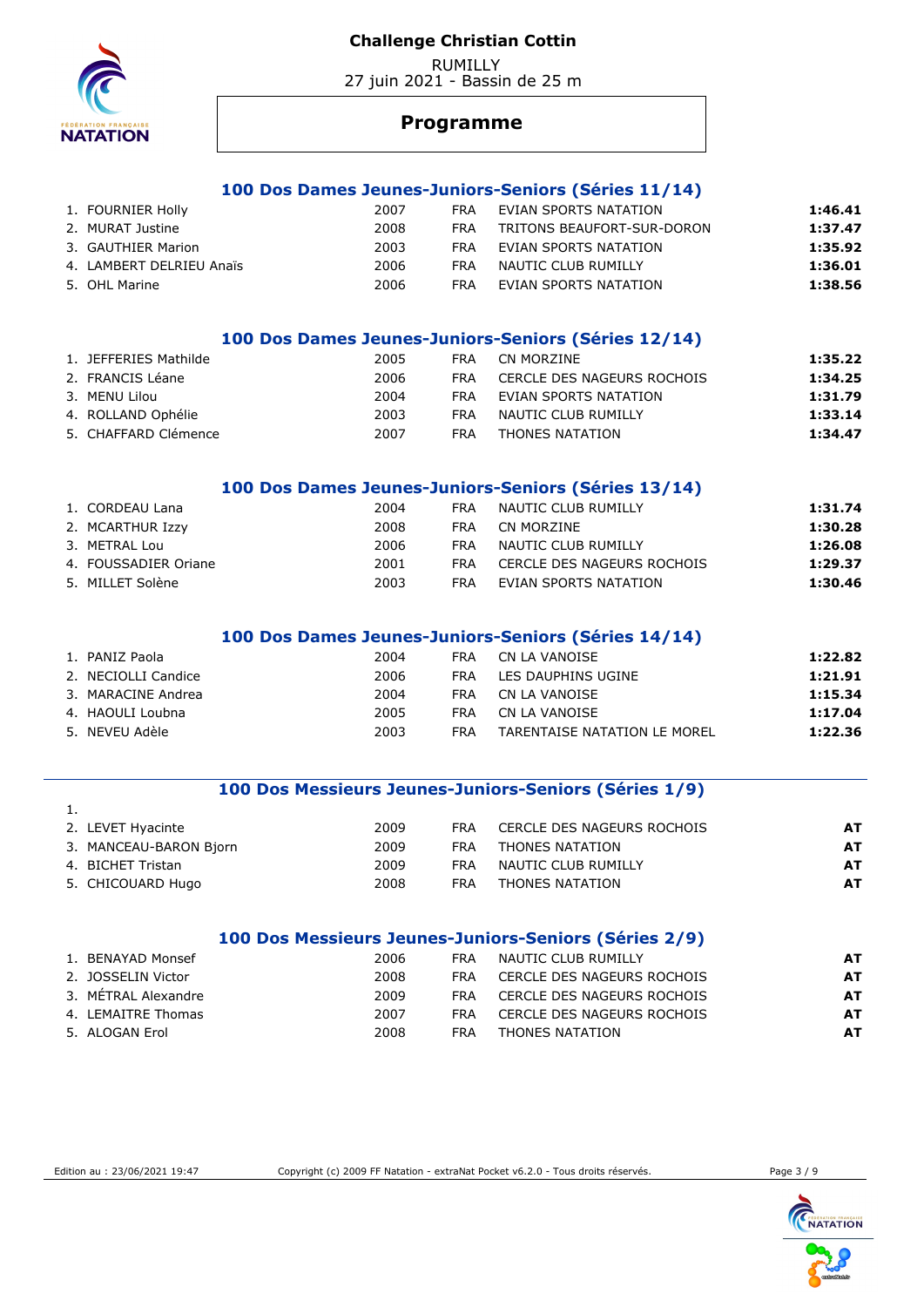# Challenge Christian Cottin

RUMILLY
27 juin 2021 - Bassin de 25 m

## Programme

### 100 Dos Dames Jeunes-Juniors-Seniors (Séries 11/14)

| | Nom | Année | Nat. | Club | Temps |
|---|---|---|---|---|---|
| 1. | FOURNIER Holly | 2007 | FRA | EVIAN SPORTS NATATION | **1:46.41** |
| 2. | MURAT Justine | 2008 | FRA | TRITONS BEAUFORT-SUR-DORON | **1:37.47** |
| 3. | GAUTHIER Marion | 2003 | FRA | EVIAN SPORTS NATATION | **1:35.92** |
| 4. | LAMBERT DELRIEU Anaïs | 2006 | FRA | NAUTIC CLUB RUMILLY | **1:36.01** |
| 5. | OHL Marine | 2006 | FRA | EVIAN SPORTS NATATION | **1:38.56** |

### 100 Dos Dames Jeunes-Juniors-Seniors (Séries 12/14)

| | Nom | Année | Nat. | Club | Temps |
|---|---|---|---|---|---|
| 1. | JEFFERIES Mathilde | 2005 | FRA | CN MORZINE | **1:35.22** |
| 2. | FRANCIS Léane | 2006 | FRA | CERCLE DES NAGEURS ROCHOIS | **1:34.25** |
| 3. | MENU Lilou | 2004 | FRA | EVIAN SPORTS NATATION | **1:31.79** |
| 4. | ROLLAND Ophélie | 2003 | FRA | NAUTIC CLUB RUMILLY | **1:33.14** |
| 5. | CHAFFARD Clémence | 2007 | FRA | THONES NATATION | **1:34.47** |

### 100 Dos Dames Jeunes-Juniors-Seniors (Séries 13/14)

| | Nom | Année | Nat. | Club | Temps |
|---|---|---|---|---|---|
| 1. | CORDEAU Lana | 2004 | FRA | NAUTIC CLUB RUMILLY | **1:31.74** |
| 2. | MCARTHUR Izzy | 2008 | FRA | CN MORZINE | **1:30.28** |
| 3. | METRAL Lou | 2006 | FRA | NAUTIC CLUB RUMILLY | **1:26.08** |
| 4. | FOUSSADIER Oriane | 2001 | FRA | CERCLE DES NAGEURS ROCHOIS | **1:29.37** |
| 5. | MILLET Solène | 2003 | FRA | EVIAN SPORTS NATATION | **1:30.46** |

### 100 Dos Dames Jeunes-Juniors-Seniors (Séries 14/14)

| | Nom | Année | Nat. | Club | Temps |
|---|---|---|---|---|---|
| 1. | PANIZ Paola | 2004 | FRA | CN LA VANOISE | **1:22.82** |
| 2. | NECIOLLI Candice | 2006 | FRA | LES DAUPHINS UGINE | **1:21.91** |
| 3. | MARACINE Andrea | 2004 | FRA | CN LA VANOISE | **1:15.34** |
| 4. | HAOULI Loubna | 2005 | FRA | CN LA VANOISE | **1:17.04** |
| 5. | NEVEU Adèle | 2003 | FRA | TARENTAISE NATATION LE MOREL | **1:22.36** |

### 100 Dos Messieurs Jeunes-Juniors-Seniors (Séries 1/9)

| | Nom | Année | Nat. | Club | Temps |
|---|---|---|---|---|---|
| 1. | | | | | |
| 2. | LEVET Hyacinte | 2009 | FRA | CERCLE DES NAGEURS ROCHOIS | **AT** |
| 3. | MANCEAU-BARON Bjorn | 2009 | FRA | THONES NATATION | **AT** |
| 4. | BICHET Tristan | 2009 | FRA | NAUTIC CLUB RUMILLY | **AT** |
| 5. | CHICOUARD Hugo | 2008 | FRA | THONES NATATION | **AT** |

### 100 Dos Messieurs Jeunes-Juniors-Seniors (Séries 2/9)

| | Nom | Année | Nat. | Club | Temps |
|---|---|---|---|---|---|
| 1. | BENAYAD Monsef | 2006 | FRA | NAUTIC CLUB RUMILLY | **AT** |
| 2. | JOSSELIN Victor | 2008 | FRA | CERCLE DES NAGEURS ROCHOIS | **AT** |
| 3. | MÉTRAL Alexandre | 2009 | FRA | CERCLE DES NAGEURS ROCHOIS | **AT** |
| 4. | LEMAITRE Thomas | 2007 | FRA | CERCLE DES NAGEURS ROCHOIS | **AT** |
| 5. | ALOGAN Erol | 2008 | FRA | THONES NATATION | **AT** |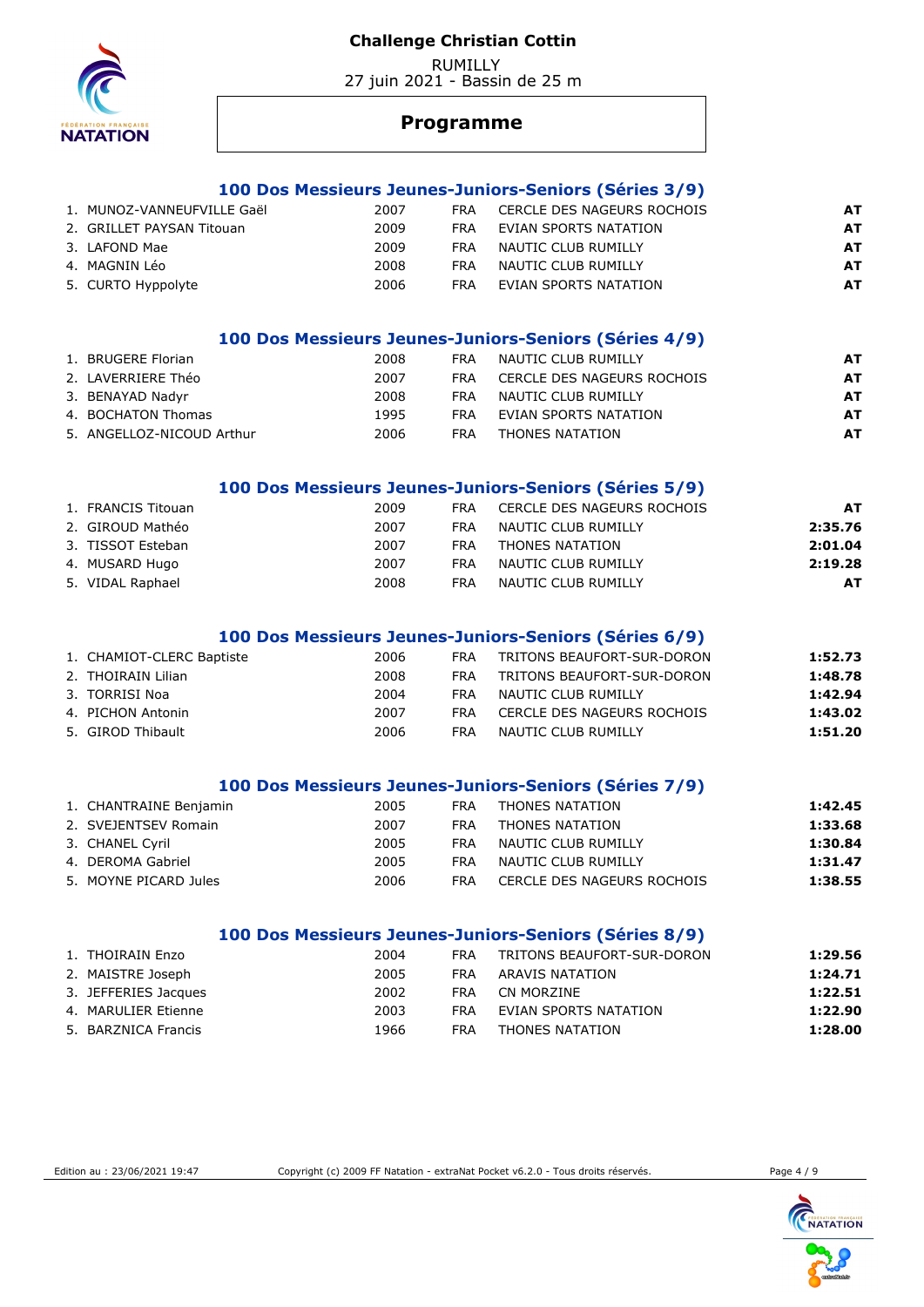# Challenge Christian Cottin

RUMILLY
27 juin 2021 - Bassin de 25 m

## Programme

### 100 Dos Messieurs Jeunes-Juniors-Seniors (Séries 3/9)

| | Nom | Année | Nat. | Club | Temps |
|---|---|---|---|---|---|
| 1. | MUNOZ-VANNEUFVILLE Gaël | 2007 | FRA | CERCLE DES NAGEURS ROCHOIS | AT |
| 2. | GRILLET PAYSAN Titouan | 2009 | FRA | EVIAN SPORTS NATATION | AT |
| 3. | LAFOND Mae | 2009 | FRA | NAUTIC CLUB RUMILLY | AT |
| 4. | MAGNIN Léo | 2008 | FRA | NAUTIC CLUB RUMILLY | AT |
| 5. | CURTO Hyppolyte | 2006 | FRA | EVIAN SPORTS NATATION | AT |

### 100 Dos Messieurs Jeunes-Juniors-Seniors (Séries 4/9)

| | Nom | Année | Nat. | Club | Temps |
|---|---|---|---|---|---|
| 1. | BRUGERE Florian | 2008 | FRA | NAUTIC CLUB RUMILLY | AT |
| 2. | LAVERRIERE Théo | 2007 | FRA | CERCLE DES NAGEURS ROCHOIS | AT |
| 3. | BENAYAD Nadyr | 2008 | FRA | NAUTIC CLUB RUMILLY | AT |
| 4. | BOCHATON Thomas | 1995 | FRA | EVIAN SPORTS NATATION | AT |
| 5. | ANGELLOZ-NICOUD Arthur | 2006 | FRA | THONES NATATION | AT |

### 100 Dos Messieurs Jeunes-Juniors-Seniors (Séries 5/9)

| | Nom | Année | Nat. | Club | Temps |
|---|---|---|---|---|---|
| 1. | FRANCIS Titouan | 2009 | FRA | CERCLE DES NAGEURS ROCHOIS | AT |
| 2. | GIROUD Mathéo | 2007 | FRA | NAUTIC CLUB RUMILLY | 2:35.76 |
| 3. | TISSOT Esteban | 2007 | FRA | THONES NATATION | 2:01.04 |
| 4. | MUSARD Hugo | 2007 | FRA | NAUTIC CLUB RUMILLY | 2:19.28 |
| 5. | VIDAL Raphael | 2008 | FRA | NAUTIC CLUB RUMILLY | AT |

### 100 Dos Messieurs Jeunes-Juniors-Seniors (Séries 6/9)

| | Nom | Année | Nat. | Club | Temps |
|---|---|---|---|---|---|
| 1. | CHAMIOT-CLERC Baptiste | 2006 | FRA | TRITONS BEAUFORT-SUR-DORON | 1:52.73 |
| 2. | THOIRAIN Lilian | 2008 | FRA | TRITONS BEAUFORT-SUR-DORON | 1:48.78 |
| 3. | TORRISI Noa | 2004 | FRA | NAUTIC CLUB RUMILLY | 1:42.94 |
| 4. | PICHON Antonin | 2007 | FRA | CERCLE DES NAGEURS ROCHOIS | 1:43.02 |
| 5. | GIROD Thibault | 2006 | FRA | NAUTIC CLUB RUMILLY | 1:51.20 |

### 100 Dos Messieurs Jeunes-Juniors-Seniors (Séries 7/9)

| | Nom | Année | Nat. | Club | Temps |
|---|---|---|---|---|---|
| 1. | CHANTRAINE Benjamin | 2005 | FRA | THONES NATATION | 1:42.45 |
| 2. | SVEJENTSEV Romain | 2007 | FRA | THONES NATATION | 1:33.68 |
| 3. | CHANEL Cyril | 2005 | FRA | NAUTIC CLUB RUMILLY | 1:30.84 |
| 4. | DEROMA Gabriel | 2005 | FRA | NAUTIC CLUB RUMILLY | 1:31.47 |
| 5. | MOYNE PICARD Jules | 2006 | FRA | CERCLE DES NAGEURS ROCHOIS | 1:38.55 |

### 100 Dos Messieurs Jeunes-Juniors-Seniors (Séries 8/9)

| | Nom | Année | Nat. | Club | Temps |
|---|---|---|---|---|---|
| 1. | THOIRAIN Enzo | 2004 | FRA | TRITONS BEAUFORT-SUR-DORON | 1:29.56 |
| 2. | MAISTRE Joseph | 2005 | FRA | ARAVIS NATATION | 1:24.71 |
| 3. | JEFFERIES Jacques | 2002 | FRA | CN MORZINE | 1:22.51 |
| 4. | MARULIER Etienne | 2003 | FRA | EVIAN SPORTS NATATION | 1:22.90 |
| 5. | BARZNICA Francis | 1966 | FRA | THONES NATATION | 1:28.00 |

Edition au : 23/06/2021 19:47 — Copyright (c) 2009 FF Natation - extraNat Pocket v6.2.0 - Tous droits réservés.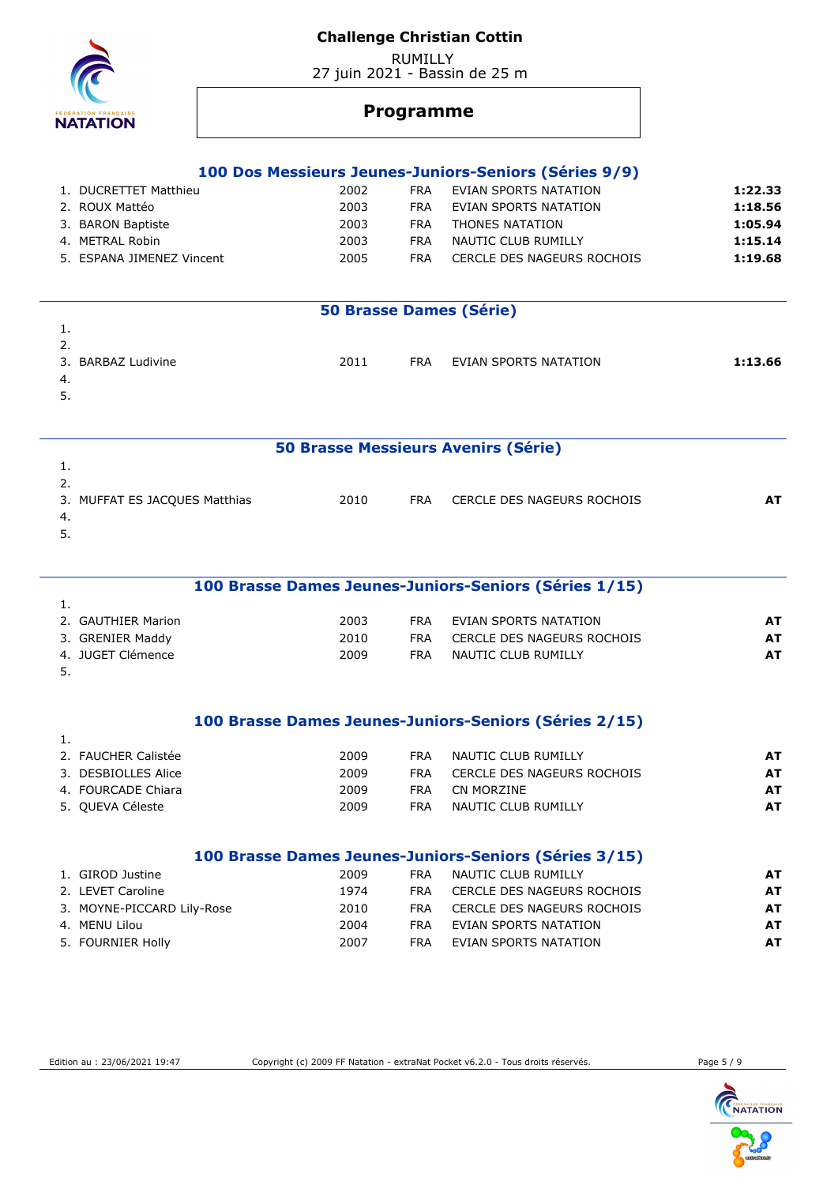# Challenge Christian Cottin

RUMILLY
27 juin 2021 - Bassin de 25 m

## Programme

### 100 Dos Messieurs Jeunes-Juniors-Seniors (Séries 9/9)

| | Nom | Année | Nat. | Club | Temps |
|---|---|---|---|---|---|
| 1. | DUCRETTET Matthieu | 2002 | FRA | EVIAN SPORTS NATATION | **1:22.33** |
| 2. | ROUX Mattéo | 2003 | FRA | EVIAN SPORTS NATATION | **1:18.56** |
| 3. | BARON Baptiste | 2003 | FRA | THONES NATATION | **1:05.94** |
| 4. | METRAL Robin | 2003 | FRA | NAUTIC CLUB RUMILLY | **1:15.14** |
| 5. | ESPANA JIMENEZ Vincent | 2005 | FRA | CERCLE DES NAGEURS ROCHOIS | **1:19.68** |

### 50 Brasse Dames (Série)

| | Nom | Année | Nat. | Club | Temps |
|---|---|---|---|---|---|
| 1. | | | | | |
| 2. | | | | | |
| 3. | BARBAZ Ludivine | 2011 | FRA | EVIAN SPORTS NATATION | **1:13.66** |
| 4. | | | | | |
| 5. | | | | | |

### 50 Brasse Messieurs Avenirs (Série)

| | Nom | Année | Nat. | Club | Temps |
|---|---|---|---|---|---|
| 1. | | | | | |
| 2. | | | | | |
| 3. | MUFFAT ES JACQUES Matthias | 2010 | FRA | CERCLE DES NAGEURS ROCHOIS | **AT** |
| 4. | | | | | |
| 5. | | | | | |

### 100 Brasse Dames Jeunes-Juniors-Seniors (Séries 1/15)

| | Nom | Année | Nat. | Club | Temps |
|---|---|---|---|---|---|
| 1. | | | | | |
| 2. | GAUTHIER Marion | 2003 | FRA | EVIAN SPORTS NATATION | **AT** |
| 3. | GRENIER Maddy | 2010 | FRA | CERCLE DES NAGEURS ROCHOIS | **AT** |
| 4. | JUGET Clémence | 2009 | FRA | NAUTIC CLUB RUMILLY | **AT** |
| 5. | | | | | |

### 100 Brasse Dames Jeunes-Juniors-Seniors (Séries 2/15)

| | Nom | Année | Nat. | Club | Temps |
|---|---|---|---|---|---|
| 1. | | | | | |
| 2. | FAUCHER Calistée | 2009 | FRA | NAUTIC CLUB RUMILLY | **AT** |
| 3. | DESBIOLLES Alice | 2009 | FRA | CERCLE DES NAGEURS ROCHOIS | **AT** |
| 4. | FOURCADE Chiara | 2009 | FRA | CN MORZINE | **AT** |
| 5. | QUEVA Céleste | 2009 | FRA | NAUTIC CLUB RUMILLY | **AT** |

### 100 Brasse Dames Jeunes-Juniors-Seniors (Séries 3/15)

| | Nom | Année | Nat. | Club | Temps |
|---|---|---|---|---|---|
| 1. | GIROD Justine | 2009 | FRA | NAUTIC CLUB RUMILLY | **AT** |
| 2. | LEVET Caroline | 1974 | FRA | CERCLE DES NAGEURS ROCHOIS | **AT** |
| 3. | MOYNE-PICCARD Lily-Rose | 2010 | FRA | CERCLE DES NAGEURS ROCHOIS | **AT** |
| 4. | MENU Lilou | 2004 | FRA | EVIAN SPORTS NATATION | **AT** |
| 5. | FOURNIER Holly | 2007 | FRA | EVIAN SPORTS NATATION | **AT** |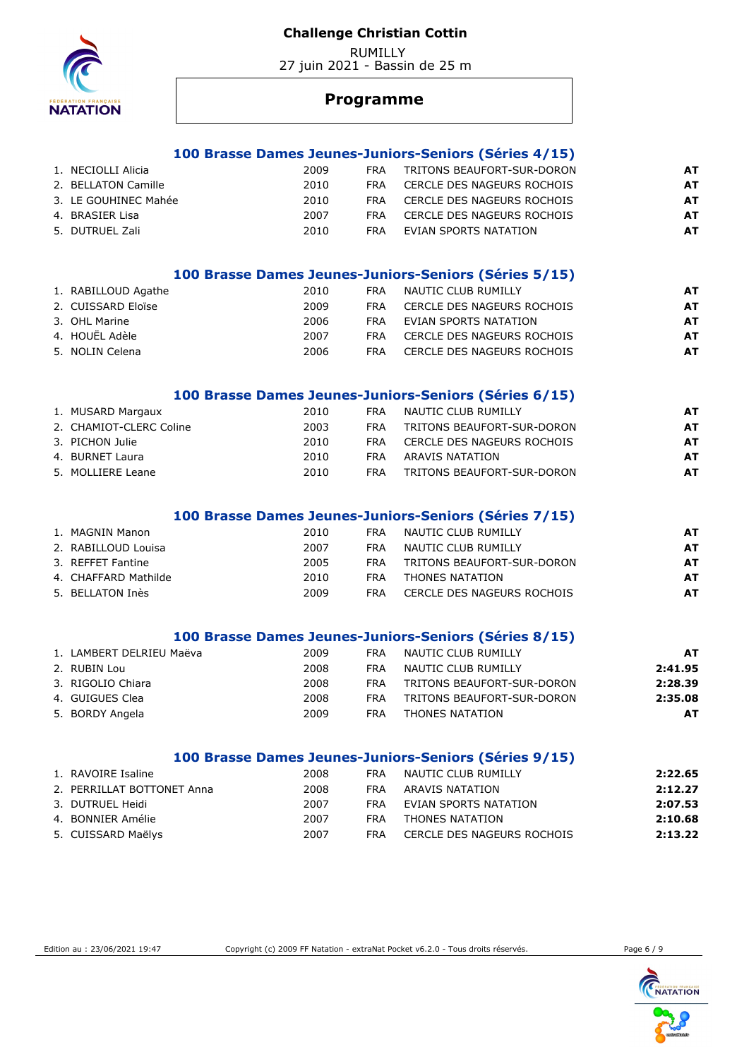# Challenge Christian Cottin

RUMILLY
27 juin 2021 - Bassin de 25 m

## Programme

### 100 Brasse Dames Jeunes-Juniors-Seniors (Séries 4/15)

| | Nom | Année | Nat. | Club | Temps |
|---|---|---|---|---|---|
| 1. | NECIOLLI Alicia | 2009 | FRA | TRITONS BEAUFORT-SUR-DORON | AT |
| 2. | BELLATON Camille | 2010 | FRA | CERCLE DES NAGEURS ROCHOIS | AT |
| 3. | LE GOUHINEC Mahée | 2010 | FRA | CERCLE DES NAGEURS ROCHOIS | AT |
| 4. | BRASIER Lisa | 2007 | FRA | CERCLE DES NAGEURS ROCHOIS | AT |
| 5. | DUTRUEL Zali | 2010 | FRA | EVIAN SPORTS NATATION | AT |

### 100 Brasse Dames Jeunes-Juniors-Seniors (Séries 5/15)

| | Nom | Année | Nat. | Club | Temps |
|---|---|---|---|---|---|
| 1. | RABILLOUD Agathe | 2010 | FRA | NAUTIC CLUB RUMILLY | AT |
| 2. | CUISSARD Eloïse | 2009 | FRA | CERCLE DES NAGEURS ROCHOIS | AT |
| 3. | OHL Marine | 2006 | FRA | EVIAN SPORTS NATATION | AT |
| 4. | HOUËL Adèle | 2007 | FRA | CERCLE DES NAGEURS ROCHOIS | AT |
| 5. | NOLIN Celena | 2006 | FRA | CERCLE DES NAGEURS ROCHOIS | AT |

### 100 Brasse Dames Jeunes-Juniors-Seniors (Séries 6/15)

| | Nom | Année | Nat. | Club | Temps |
|---|---|---|---|---|---|
| 1. | MUSARD Margaux | 2010 | FRA | NAUTIC CLUB RUMILLY | AT |
| 2. | CHAMIOT-CLERC Coline | 2003 | FRA | TRITONS BEAUFORT-SUR-DORON | AT |
| 3. | PICHON Julie | 2010 | FRA | CERCLE DES NAGEURS ROCHOIS | AT |
| 4. | BURNET Laura | 2010 | FRA | ARAVIS NATATION | AT |
| 5. | MOLLIERE Leane | 2010 | FRA | TRITONS BEAUFORT-SUR-DORON | AT |

### 100 Brasse Dames Jeunes-Juniors-Seniors (Séries 7/15)

| | Nom | Année | Nat. | Club | Temps |
|---|---|---|---|---|---|
| 1. | MAGNIN Manon | 2010 | FRA | NAUTIC CLUB RUMILLY | AT |
| 2. | RABILLOUD Louisa | 2007 | FRA | NAUTIC CLUB RUMILLY | AT |
| 3. | REFFET Fantine | 2005 | FRA | TRITONS BEAUFORT-SUR-DORON | AT |
| 4. | CHAFFARD Mathilde | 2010 | FRA | THONES NATATION | AT |
| 5. | BELLATON Inès | 2009 | FRA | CERCLE DES NAGEURS ROCHOIS | AT |

### 100 Brasse Dames Jeunes-Juniors-Seniors (Séries 8/15)

| | Nom | Année | Nat. | Club | Temps |
|---|---|---|---|---|---|
| 1. | LAMBERT DELRIEU Maëva | 2009 | FRA | NAUTIC CLUB RUMILLY | AT |
| 2. | RUBIN Lou | 2008 | FRA | NAUTIC CLUB RUMILLY | 2:41.95 |
| 3. | RIGOLIO Chiara | 2008 | FRA | TRITONS BEAUFORT-SUR-DORON | 2:28.39 |
| 4. | GUIGUES Clea | 2008 | FRA | TRITONS BEAUFORT-SUR-DORON | 2:35.08 |
| 5. | BORDY Angela | 2009 | FRA | THONES NATATION | AT |

### 100 Brasse Dames Jeunes-Juniors-Seniors (Séries 9/15)

| | Nom | Année | Nat. | Club | Temps |
|---|---|---|---|---|---|
| 1. | RAVOIRE Isaline | 2008 | FRA | NAUTIC CLUB RUMILLY | 2:22.65 |
| 2. | PERRILLAT BOTTONET Anna | 2008 | FRA | ARAVIS NATATION | 2:12.27 |
| 3. | DUTRUEL Heidi | 2007 | FRA | EVIAN SPORTS NATATION | 2:07.53 |
| 4. | BONNIER Amélie | 2007 | FRA | THONES NATATION | 2:10.68 |
| 5. | CUISSARD Maëlys | 2007 | FRA | CERCLE DES NAGEURS ROCHOIS | 2:13.22 |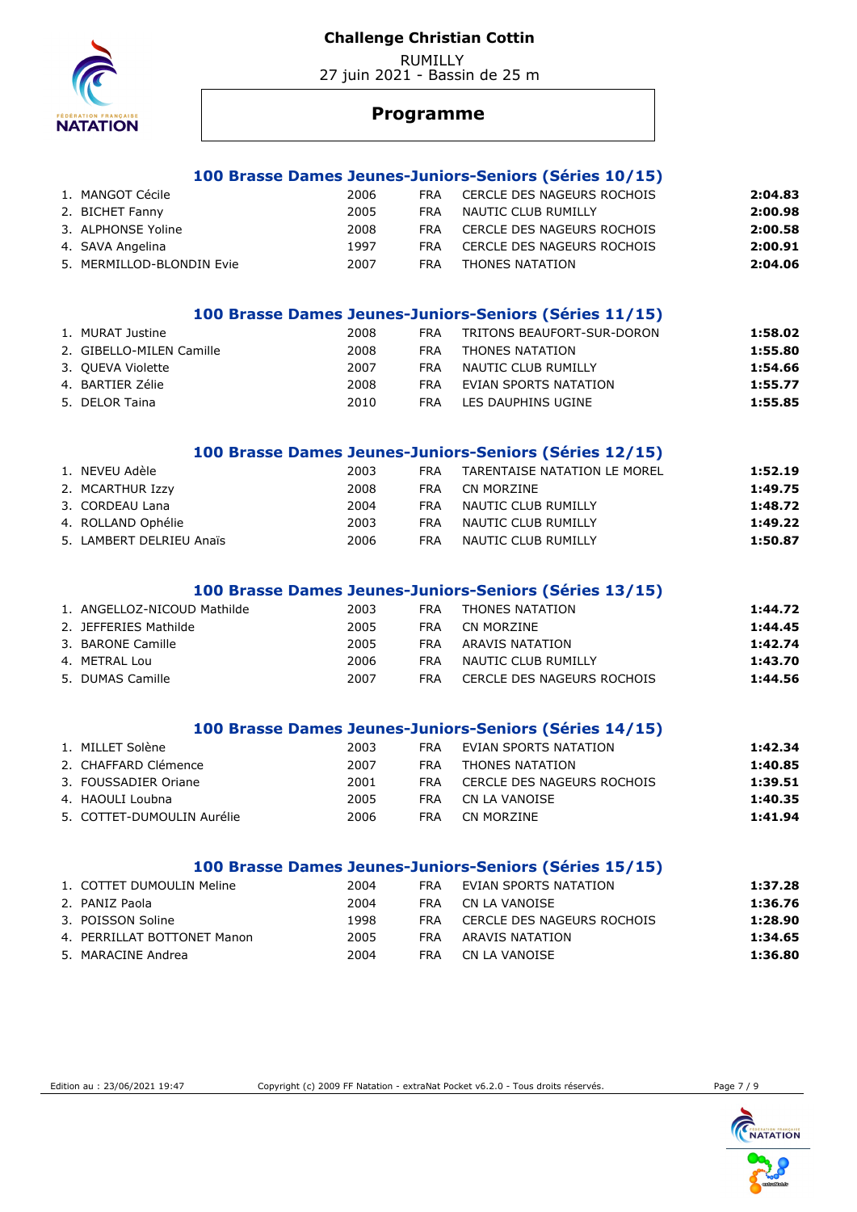# Challenge Christian Cottin

RUMILLY
27 juin 2021 - Bassin de 25 m

## Programme

### 100 Brasse Dames Jeunes-Juniors-Seniors (Séries 10/15)

| | Nom | Année | Nat. | Club | Temps |
|---|---|---|---|---|---|
| 1. | MANGOT Cécile | 2006 | FRA | CERCLE DES NAGEURS ROCHOIS | 2:04.83 |
| 2. | BICHET Fanny | 2005 | FRA | NAUTIC CLUB RUMILLY | 2:00.98 |
| 3. | ALPHONSE Yoline | 2008 | FRA | CERCLE DES NAGEURS ROCHOIS | 2:00.58 |
| 4. | SAVA Angelina | 1997 | FRA | CERCLE DES NAGEURS ROCHOIS | 2:00.91 |
| 5. | MERMILLOD-BLONDIN Evie | 2007 | FRA | THONES NATATION | 2:04.06 |

### 100 Brasse Dames Jeunes-Juniors-Seniors (Séries 11/15)

| | Nom | Année | Nat. | Club | Temps |
|---|---|---|---|---|---|
| 1. | MURAT Justine | 2008 | FRA | TRITONS BEAUFORT-SUR-DORON | 1:58.02 |
| 2. | GIBELLO-MILEN Camille | 2008 | FRA | THONES NATATION | 1:55.80 |
| 3. | QUEVA Violette | 2007 | FRA | NAUTIC CLUB RUMILLY | 1:54.66 |
| 4. | BARTIER Zélie | 2008 | FRA | EVIAN SPORTS NATATION | 1:55.77 |
| 5. | DELOR Taina | 2010 | FRA | LES DAUPHINS UGINE | 1:55.85 |

### 100 Brasse Dames Jeunes-Juniors-Seniors (Séries 12/15)

| | Nom | Année | Nat. | Club | Temps |
|---|---|---|---|---|---|
| 1. | NEVEU Adèle | 2003 | FRA | TARENTAISE NATATION LE MOREL | 1:52.19 |
| 2. | MCARTHUR Izzy | 2008 | FRA | CN MORZINE | 1:49.75 |
| 3. | CORDEAU Lana | 2004 | FRA | NAUTIC CLUB RUMILLY | 1:48.72 |
| 4. | ROLLAND Ophélie | 2003 | FRA | NAUTIC CLUB RUMILLY | 1:49.22 |
| 5. | LAMBERT DELRIEU Anaïs | 2006 | FRA | NAUTIC CLUB RUMILLY | 1:50.87 |

### 100 Brasse Dames Jeunes-Juniors-Seniors (Séries 13/15)

| | Nom | Année | Nat. | Club | Temps |
|---|---|---|---|---|---|
| 1. | ANGELLOZ-NICOUD Mathilde | 2003 | FRA | THONES NATATION | 1:44.72 |
| 2. | JEFFERIES Mathilde | 2005 | FRA | CN MORZINE | 1:44.45 |
| 3. | BARONE Camille | 2005 | FRA | ARAVIS NATATION | 1:42.74 |
| 4. | METRAL Lou | 2006 | FRA | NAUTIC CLUB RUMILLY | 1:43.70 |
| 5. | DUMAS Camille | 2007 | FRA | CERCLE DES NAGEURS ROCHOIS | 1:44.56 |

### 100 Brasse Dames Jeunes-Juniors-Seniors (Séries 14/15)

| | Nom | Année | Nat. | Club | Temps |
|---|---|---|---|---|---|
| 1. | MILLET Solène | 2003 | FRA | EVIAN SPORTS NATATION | 1:42.34 |
| 2. | CHAFFARD Clémence | 2007 | FRA | THONES NATATION | 1:40.85 |
| 3. | FOUSSADIER Oriane | 2001 | FRA | CERCLE DES NAGEURS ROCHOIS | 1:39.51 |
| 4. | HAOULI Loubna | 2005 | FRA | CN LA VANOISE | 1:40.35 |
| 5. | COTTET-DUMOULIN Aurélie | 2006 | FRA | CN MORZINE | 1:41.94 |

### 100 Brasse Dames Jeunes-Juniors-Seniors (Séries 15/15)

| | Nom | Année | Nat. | Club | Temps |
|---|---|---|---|---|---|
| 1. | COTTET DUMOULIN Meline | 2004 | FRA | EVIAN SPORTS NATATION | 1:37.28 |
| 2. | PANIZ Paola | 2004 | FRA | CN LA VANOISE | 1:36.76 |
| 3. | POISSON Soline | 1998 | FRA | CERCLE DES NAGEURS ROCHOIS | 1:28.90 |
| 4. | PERRILLAT BOTTONET Manon | 2005 | FRA | ARAVIS NATATION | 1:34.65 |
| 5. | MARACINE Andrea | 2004 | FRA | CN LA VANOISE | 1:36.80 |

Edition au : 23/06/2021 19:47 Copyright (c) 2009 FF Natation - extraNat Pocket v6.2.0 - Tous droits réservés.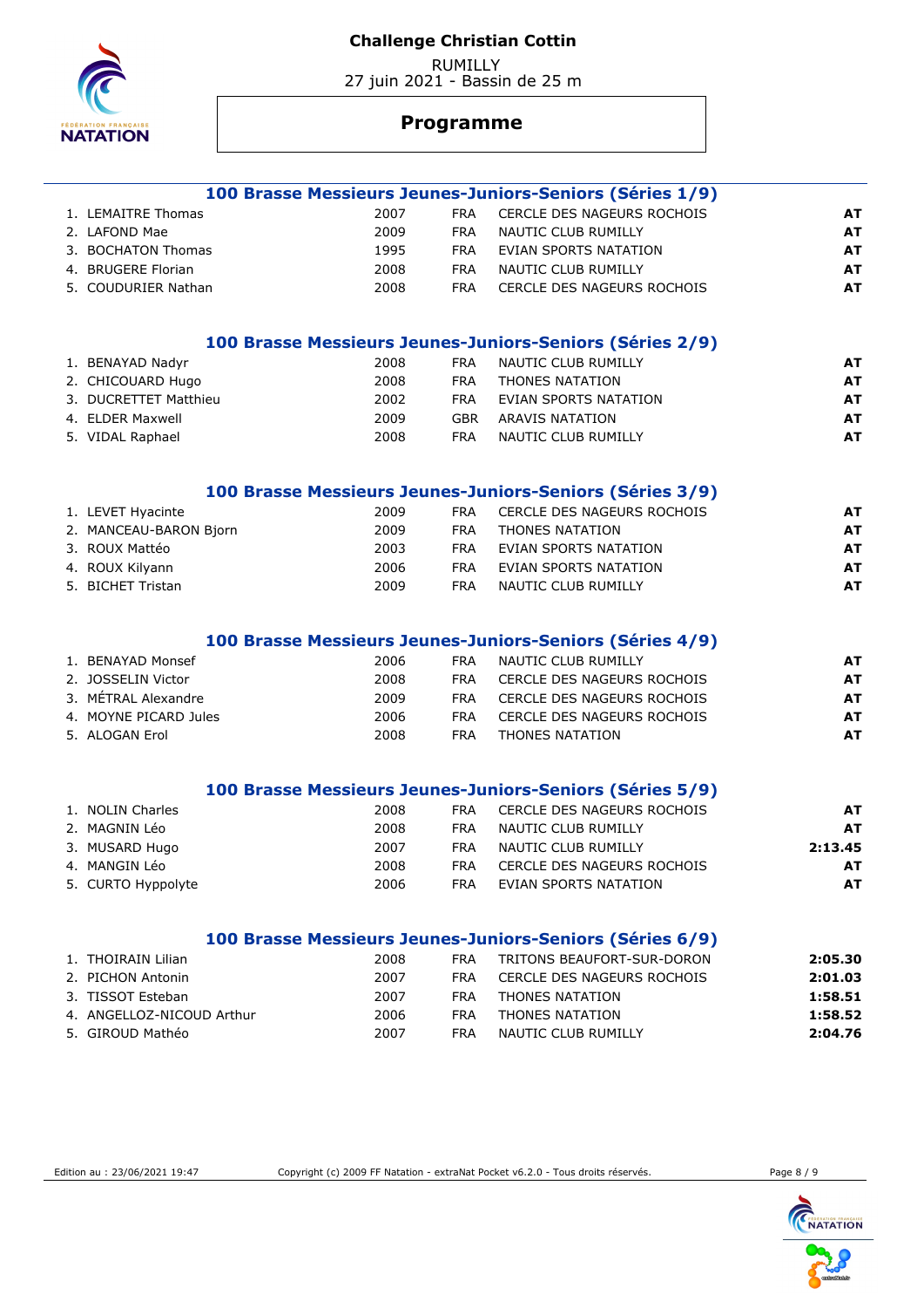# Challenge Christian Cottin

RUMILLY
27 juin 2021 - Bassin de 25 m

## Programme

### 100 Brasse Messieurs Jeunes-Juniors-Seniors (Séries 1/9)

| | | | | | |
|---|---|---|---|---|---|
| 1. | LEMAITRE Thomas | 2007 | FRA | CERCLE DES NAGEURS ROCHOIS | AT |
| 2. | LAFOND Mae | 2009 | FRA | NAUTIC CLUB RUMILLY | AT |
| 3. | BOCHATON Thomas | 1995 | FRA | EVIAN SPORTS NATATION | AT |
| 4. | BRUGERE Florian | 2008 | FRA | NAUTIC CLUB RUMILLY | AT |
| 5. | COUDURIER Nathan | 2008 | FRA | CERCLE DES NAGEURS ROCHOIS | AT |

### 100 Brasse Messieurs Jeunes-Juniors-Seniors (Séries 2/9)

| | | | | | |
|---|---|---|---|---|---|
| 1. | BENAYAD Nadyr | 2008 | FRA | NAUTIC CLUB RUMILLY | AT |
| 2. | CHICOUARD Hugo | 2008 | FRA | THONES NATATION | AT |
| 3. | DUCRETTET Matthieu | 2002 | FRA | EVIAN SPORTS NATATION | AT |
| 4. | ELDER Maxwell | 2009 | GBR | ARAVIS NATATION | AT |
| 5. | VIDAL Raphael | 2008 | FRA | NAUTIC CLUB RUMILLY | AT |

### 100 Brasse Messieurs Jeunes-Juniors-Seniors (Séries 3/9)

| | | | | | |
|---|---|---|---|---|---|
| 1. | LEVET Hyacinte | 2009 | FRA | CERCLE DES NAGEURS ROCHOIS | AT |
| 2. | MANCEAU-BARON Bjorn | 2009 | FRA | THONES NATATION | AT |
| 3. | ROUX Mattéo | 2003 | FRA | EVIAN SPORTS NATATION | AT |
| 4. | ROUX Kilyann | 2006 | FRA | EVIAN SPORTS NATATION | AT |
| 5. | BICHET Tristan | 2009 | FRA | NAUTIC CLUB RUMILLY | AT |

### 100 Brasse Messieurs Jeunes-Juniors-Seniors (Séries 4/9)

| | | | | | |
|---|---|---|---|---|---|
| 1. | BENAYAD Monsef | 2006 | FRA | NAUTIC CLUB RUMILLY | AT |
| 2. | JOSSELIN Victor | 2008 | FRA | CERCLE DES NAGEURS ROCHOIS | AT |
| 3. | MÉTRAL Alexandre | 2009 | FRA | CERCLE DES NAGEURS ROCHOIS | AT |
| 4. | MOYNE PICARD Jules | 2006 | FRA | CERCLE DES NAGEURS ROCHOIS | AT |
| 5. | ALOGAN Erol | 2008 | FRA | THONES NATATION | AT |

### 100 Brasse Messieurs Jeunes-Juniors-Seniors (Séries 5/9)

| | | | | | |
|---|---|---|---|---|---|
| 1. | NOLIN Charles | 2008 | FRA | CERCLE DES NAGEURS ROCHOIS | AT |
| 2. | MAGNIN Léo | 2008 | FRA | NAUTIC CLUB RUMILLY | AT |
| 3. | MUSARD Hugo | 2007 | FRA | NAUTIC CLUB RUMILLY | 2:13.45 |
| 4. | MANGIN Léo | 2008 | FRA | CERCLE DES NAGEURS ROCHOIS | AT |
| 5. | CURTO Hyppolyte | 2006 | FRA | EVIAN SPORTS NATATION | AT |

### 100 Brasse Messieurs Jeunes-Juniors-Seniors (Séries 6/9)

| | | | | | |
|---|---|---|---|---|---|
| 1. | THOIRAIN Lilian | 2008 | FRA | TRITONS BEAUFORT-SUR-DORON | 2:05.30 |
| 2. | PICHON Antonin | 2007 | FRA | CERCLE DES NAGEURS ROCHOIS | 2:01.03 |
| 3. | TISSOT Esteban | 2007 | FRA | THONES NATATION | 1:58.51 |
| 4. | ANGELLOZ-NICOUD Arthur | 2006 | FRA | THONES NATATION | 1:58.52 |
| 5. | GIROUD Mathéo | 2007 | FRA | NAUTIC CLUB RUMILLY | 2:04.76 |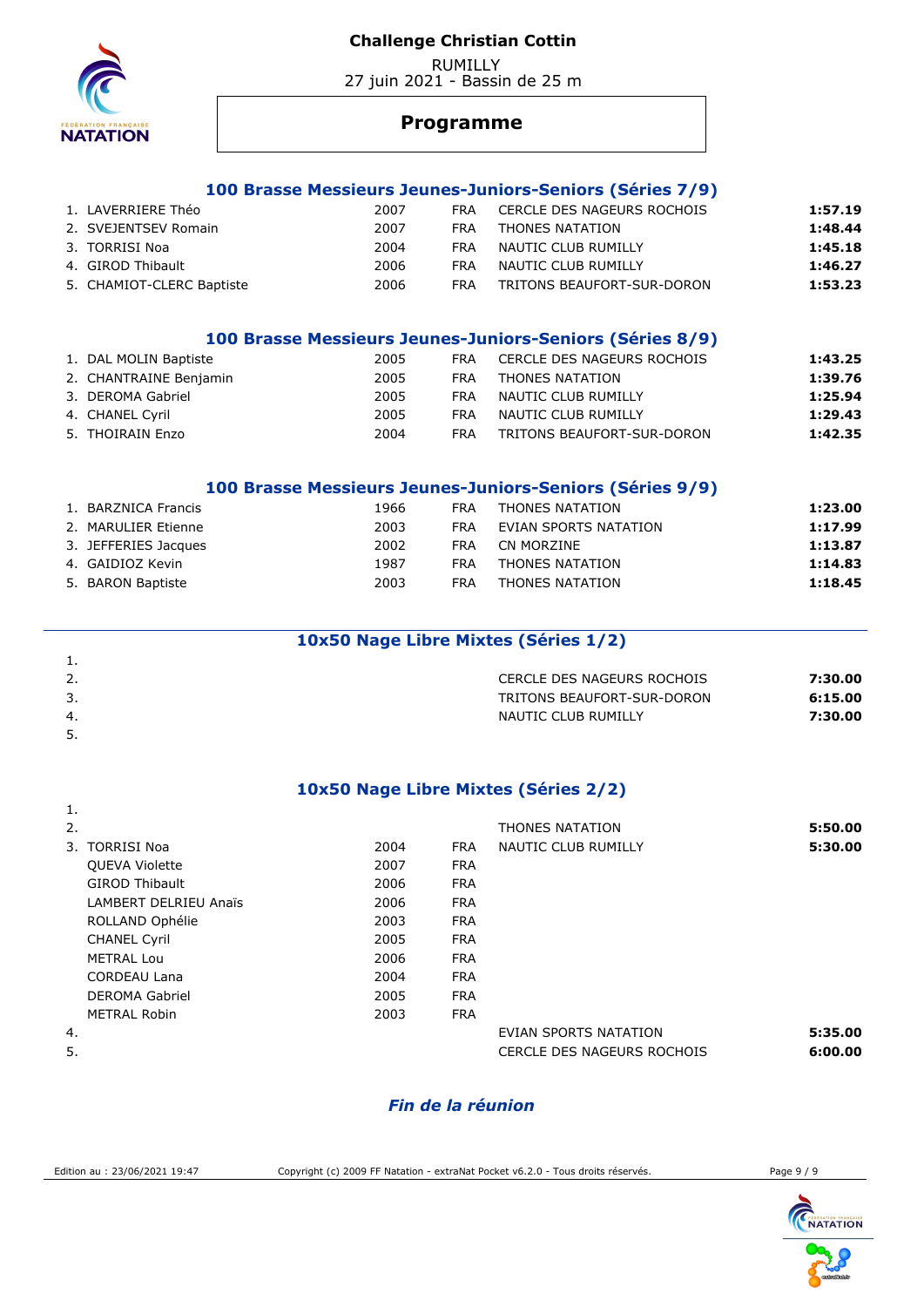**Challenge Christian Cottin**

RUMILLY

27 juin 2021 - Bassin de 25 m

## Programme

### 100 Brasse Messieurs Jeunes-Juniors-Seniors (Séries 7/9)

| | | | | | |
|---|---|---|---|---|---|
| 1. | LAVERRIERE Théo | 2007 | FRA | CERCLE DES NAGEURS ROCHOIS | **1:57.19** |
| 2. | SVEJENTSEV Romain | 2007 | FRA | THONES NATATION | **1:48.44** |
| 3. | TORRISI Noa | 2004 | FRA | NAUTIC CLUB RUMILLY | **1:45.18** |
| 4. | GIROD Thibault | 2006 | FRA | NAUTIC CLUB RUMILLY | **1:46.27** |
| 5. | CHAMIOT-CLERC Baptiste | 2006 | FRA | TRITONS BEAUFORT-SUR-DORON | **1:53.23** |

### 100 Brasse Messieurs Jeunes-Juniors-Seniors (Séries 8/9)

| | | | | | |
|---|---|---|---|---|---|
| 1. | DAL MOLIN Baptiste | 2005 | FRA | CERCLE DES NAGEURS ROCHOIS | **1:43.25** |
| 2. | CHANTRAINE Benjamin | 2005 | FRA | THONES NATATION | **1:39.76** |
| 3. | DEROMA Gabriel | 2005 | FRA | NAUTIC CLUB RUMILLY | **1:25.94** |
| 4. | CHANEL Cyril | 2005 | FRA | NAUTIC CLUB RUMILLY | **1:29.43** |
| 5. | THOIRAIN Enzo | 2004 | FRA | TRITONS BEAUFORT-SUR-DORON | **1:42.35** |

### 100 Brasse Messieurs Jeunes-Juniors-Seniors (Séries 9/9)

| | | | | | |
|---|---|---|---|---|---|
| 1. | BARZNICA Francis | 1966 | FRA | THONES NATATION | **1:23.00** |
| 2. | MARULIER Etienne | 2003 | FRA | EVIAN SPORTS NATATION | **1:17.99** |
| 3. | JEFFERIES Jacques | 2002 | FRA | CN MORZINE | **1:13.87** |
| 4. | GAIDIOZ Kevin | 1987 | FRA | THONES NATATION | **1:14.83** |
| 5. | BARON Baptiste | 2003 | FRA | THONES NATATION | **1:18.45** |

### 10x50 Nage Libre Mixtes (Séries 1/2)

| | | | | | |
|---|---|---|---|---|---|
| 1. | | | | | |
| 2. | | | | CERCLE DES NAGEURS ROCHOIS | **7:30.00** |
| 3. | | | | TRITONS BEAUFORT-SUR-DORON | **6:15.00** |
| 4. | | | | NAUTIC CLUB RUMILLY | **7:30.00** |
| 5. | | | | | |

### 10x50 Nage Libre Mixtes (Séries 2/2)

| | | | | | |
|---|---|---|---|---|---|
| 1. | | | | | |
| 2. | | | | THONES NATATION | **5:50.00** |
| 3. | TORRISI Noa | 2004 | FRA | NAUTIC CLUB RUMILLY | **5:30.00** |
| | QUEVA Violette | 2007 | FRA | | |
| | GIROD Thibault | 2006 | FRA | | |
| | LAMBERT DELRIEU Anaïs | 2006 | FRA | | |
| | ROLLAND Ophélie | 2003 | FRA | | |
| | CHANEL Cyril | 2005 | FRA | | |
| | METRAL Lou | 2006 | FRA | | |
| | CORDEAU Lana | 2004 | FRA | | |
| | DEROMA Gabriel | 2005 | FRA | | |
| | METRAL Robin | 2003 | FRA | | |
| 4. | | | | EVIAN SPORTS NATATION | **5:35.00** |
| 5. | | | | CERCLE DES NAGEURS ROCHOIS | **6:00.00** |

***Fin de la réunion***

Edition au : 23/06/2021 19:47 Copyright (c) 2009 FF Natation - extraNat Pocket v6.2.0 - Tous droits réservés.